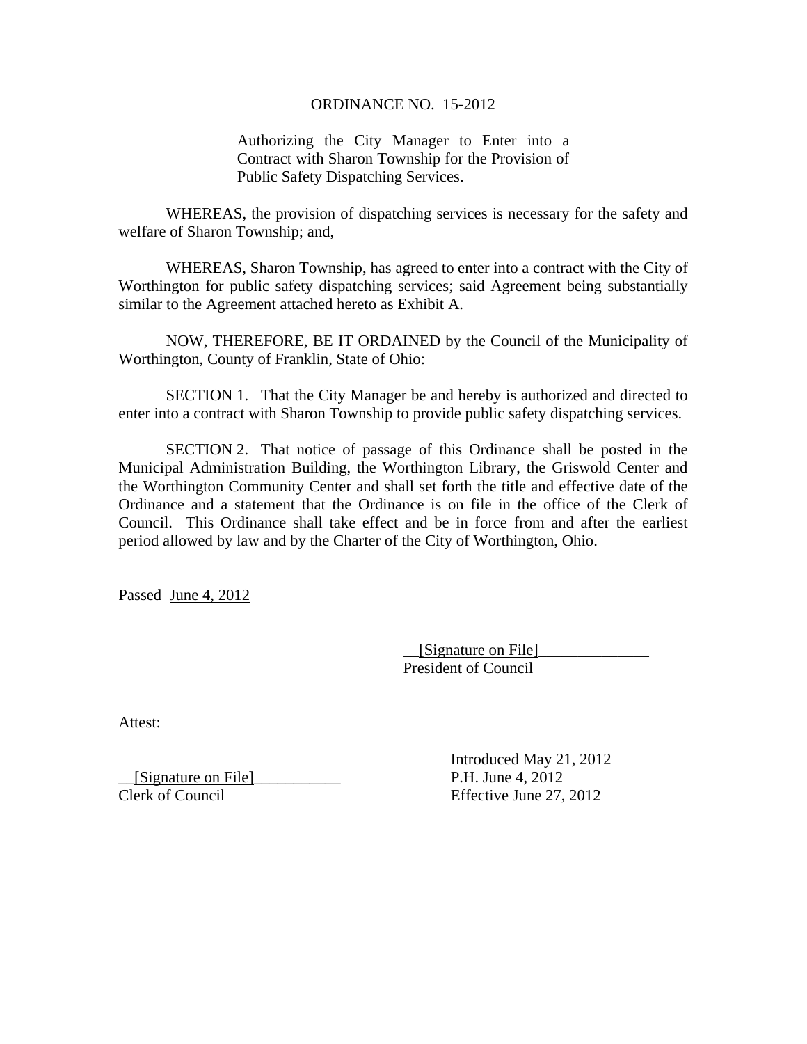# ORDINANCE NO. 15-2012

Authorizing the City Manager to Enter into a Contract with Sharon Township for the Provision of Public Safety Dispatching Services.

WHEREAS, the provision of dispatching services is necessary for the safety and welfare of Sharon Township; and,

WHEREAS, Sharon Township, has agreed to enter into a contract with the City of Worthington for public safety dispatching services; said Agreement being substantially similar to the Agreement attached hereto as Exhibit A.

NOW, THEREFORE, BE IT ORDAINED by the Council of the Municipality of Worthington, County of Franklin, State of Ohio:

SECTION 1. That the City Manager be and hereby is authorized and directed to enter into a contract with Sharon Township to provide public safety dispatching services.

SECTION 2. That notice of passage of this Ordinance shall be posted in the Municipal Administration Building, the Worthington Library, the Griswold Center and the Worthington Community Center and shall set forth the title and effective date of the Ordinance and a statement that the Ordinance is on file in the office of the Clerk of Council. This Ordinance shall take effect and be in force from and after the earliest period allowed by law and by the Charter of the City of Worthington, Ohio.

Passed June 4, 2012

__[Signature on File]______________
President of Council

Attest:

__[Signature on File]___________
Clerk of Council

Introduced May 21, 2012
P.H. June 4, 2012
Effective June 27, 2012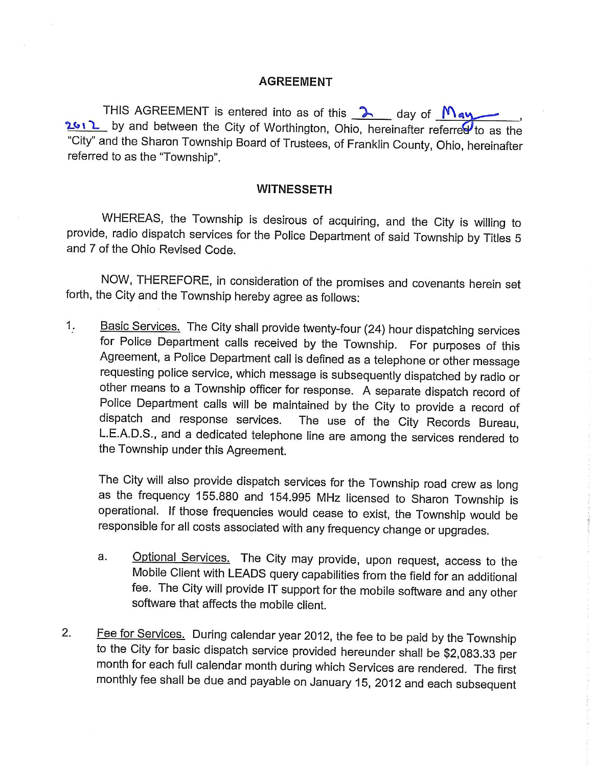## AGREEMENT

THIS AGREEMENT is entered into as of this 2 day of May, 2012 by and between the City of Worthington, Ohio, hereinafter referred to as the "City" and the Sharon Township Board of Trustees, of Franklin County, Ohio, hereinafter referred to as the "Township".

## WITNESSETH

WHEREAS, the Township is desirous of acquiring, and the City is willing to provide, radio dispatch services for the Police Department of said Township by Titles 5 and 7 of the Ohio Revised Code.

NOW, THEREFORE, in consideration of the promises and covenants herein set forth, the City and the Township hereby agree as follows:

1. Basic Services. The City shall provide twenty-four (24) hour dispatching services for Police Department calls received by the Township. For purposes of this Agreement, a Police Department call is defined as a telephone or other message requesting police service, which message is subsequently dispatched by radio or other means to a Township officer for response. A separate dispatch record of Police Department calls will be maintained by the City to provide a record of dispatch and response services. The use of the City Records Bureau, L.E.A.D.S., and a dedicated telephone line are among the services rendered to the Township under this Agreement.

   The City will also provide dispatch services for the Township road crew as long as the frequency 155.880 and 154.995 MHz licensed to Sharon Township is operational. If those frequencies would cease to exist, the Township would be responsible for all costs associated with any frequency change or upgrades.

   a. Optional Services. The City may provide, upon request, access to the Mobile Client with LEADS query capabilities from the field for an additional fee. The City will provide IT support for the mobile software and any other software that affects the mobile client.

2. Fee for Services. During calendar year 2012, the fee to be paid by the Township to the City for basic dispatch service provided hereunder shall be $2,083.33 per month for each full calendar month during which Services are rendered. The first monthly fee shall be due and payable on January 15, 2012 and each subsequent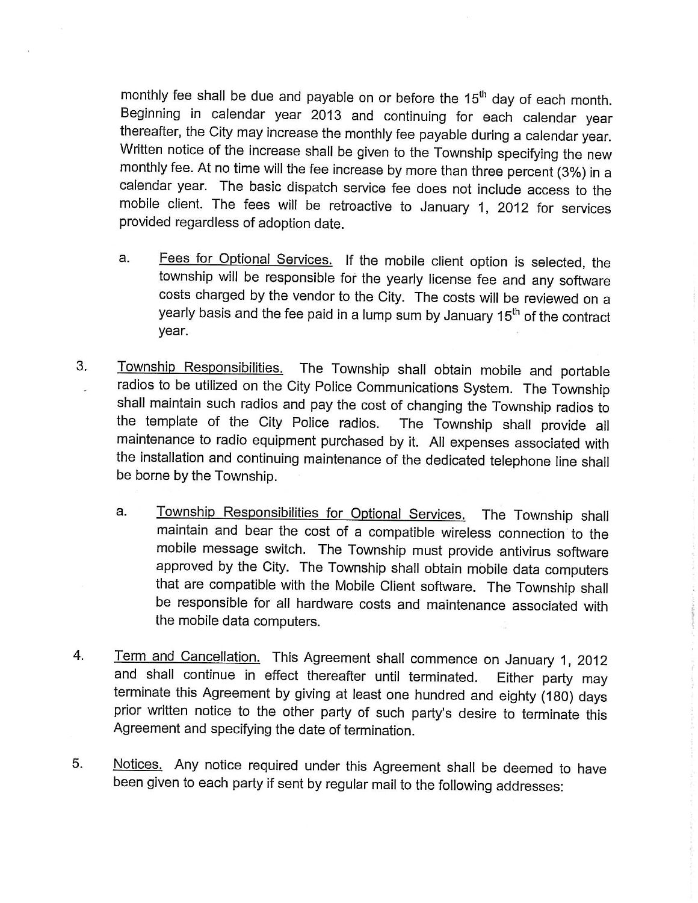monthly fee shall be due and payable on or before the 15th day of each month. Beginning in calendar year 2013 and continuing for each calendar year thereafter, the City may increase the monthly fee payable during a calendar year. Written notice of the increase shall be given to the Township specifying the new monthly fee. At no time will the fee increase by more than three percent (3%) in a calendar year. The basic dispatch service fee does not include access to the mobile client. The fees will be retroactive to January 1, 2012 for services provided regardless of adoption date.

a. <u>Fees for Optional Services.</u> If the mobile client option is selected, the township will be responsible for the yearly license fee and any software costs charged by the vendor to the City. The costs will be reviewed on a yearly basis and the fee paid in a lump sum by January 15th of the contract year.

3. <u>Township Responsibilities.</u> The Township shall obtain mobile and portable radios to be utilized on the City Police Communications System. The Township shall maintain such radios and pay the cost of changing the Township radios to the template of the City Police radios. The Township shall provide all maintenance to radio equipment purchased by it. All expenses associated with the installation and continuing maintenance of the dedicated telephone line shall be borne by the Township.

   a. <u>Township Responsibilities for Optional Services.</u> The Township shall maintain and bear the cost of a compatible wireless connection to the mobile message switch. The Township must provide antivirus software approved by the City. The Township shall obtain mobile data computers that are compatible with the Mobile Client software. The Township shall be responsible for all hardware costs and maintenance associated with the mobile data computers.

4. <u>Term and Cancellation.</u> This Agreement shall commence on January 1, 2012 and shall continue in effect thereafter until terminated. Either party may terminate this Agreement by giving at least one hundred and eighty (180) days prior written notice to the other party of such party's desire to terminate this Agreement and specifying the date of termination.

5. <u>Notices.</u> Any notice required under this Agreement shall be deemed to have been given to each party if sent by regular mail to the following addresses: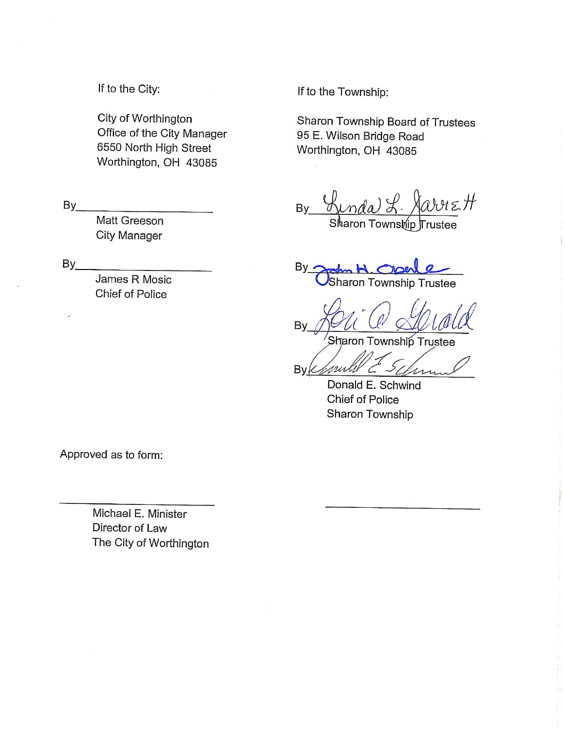If to the City:

City of Worthington
Office of the City Manager
6550 North High Street
Worthington, OH 43085

If to the Township:

Sharon Township Board of Trustees
95 E. Wilson Bridge Road
Worthington, OH 43085

By\_\_\_\_\_\_\_\_\_\_\_\_\_\_\_\_\_\_\_\_\_\_
Matt Greeson
City Manager

By\_\_\_\_\_\_\_\_\_\_\_\_\_\_\_\_\_\_\_\_\_\_
James R Mosic
Chief of Police

By *Linda L. Jarrett*
Sharon Township Trustee

By *John H. Oberle*
Sharon Township Trustee

By *Lori A. Gerald*
Sharon Township Trustee

By *Donald E. Schwind*
Donald E. Schwind
Chief of Police
Sharon Township

Approved as to form:

\_\_\_\_\_\_\_\_\_\_\_\_\_\_\_\_\_\_\_\_\_\_
Michael E. Minister
Director of Law
The City of Worthington

\_\_\_\_\_\_\_\_\_\_\_\_\_\_\_\_\_\_\_\_\_\_